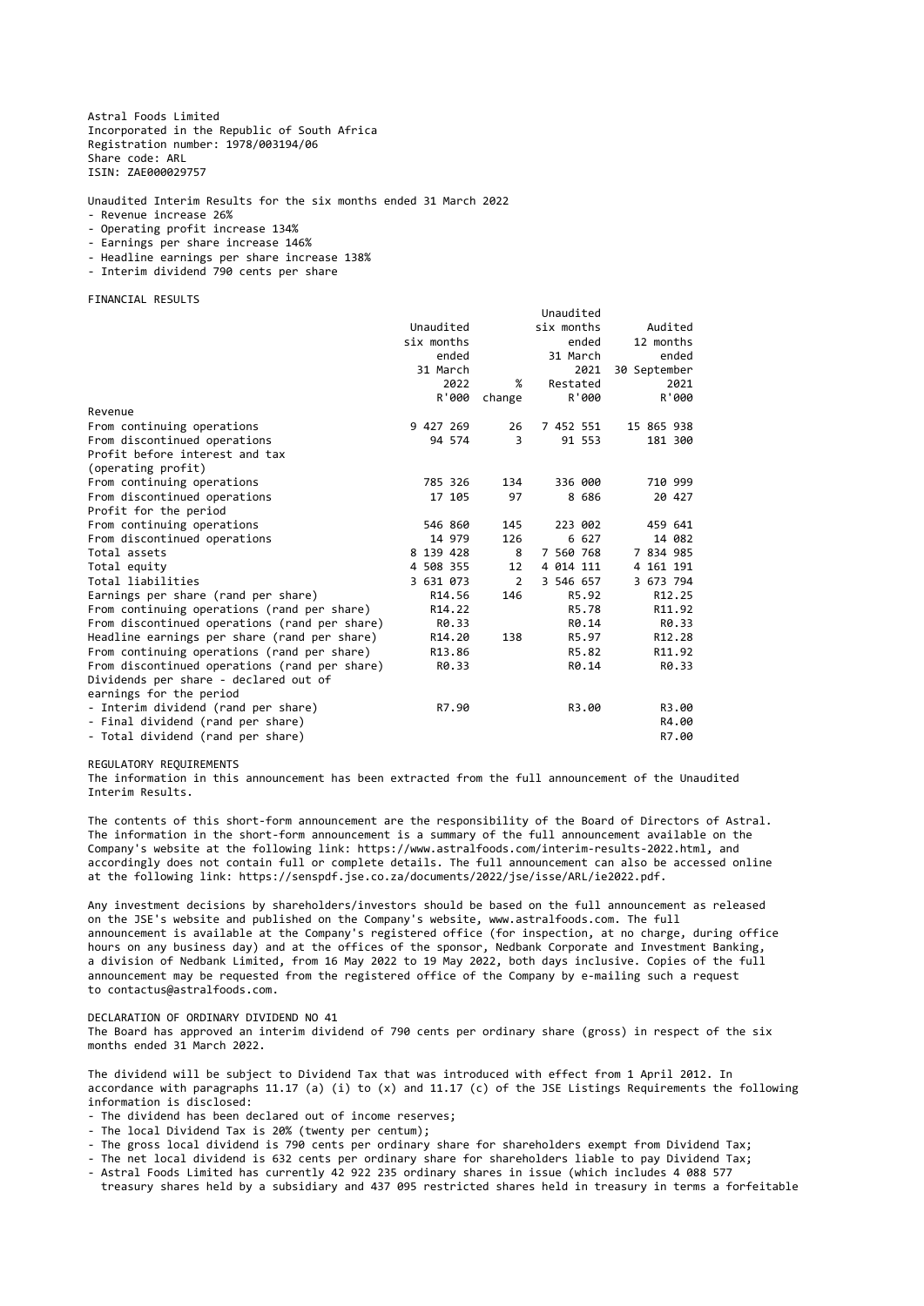Astral Foods Limited
Incorporated in the Republic of South Africa
Registration number: 1978/003194/06
Share code: ARL
ISIN: ZAE000029757

Unaudited Interim Results for the six months ended 31 March 2022

- Revenue increase 26%
- Operating profit increase 134%
- Earnings per share increase 146%
- Headline earnings per share increase 138%
- Interim dividend 790 cents per share

FINANCIAL RESULTS

| | Unaudited six months ended 31 March 2022 R'000 | % change | Unaudited six months ended 31 March 2021 Restated R'000 | Audited 12 months ended 30 September 2021 R'000 |
|---|---|---|---|---|
| Revenue | | | | |
| From continuing operations | 9 427 269 | 26 | 7 452 551 | 15 865 938 |
| From discontinued operations | 94 574 | 3 | 91 553 | 181 300 |
| Profit before interest and tax (operating profit) | | | | |
| From continuing operations | 785 326 | 134 | 336 000 | 710 999 |
| From discontinued operations | 17 105 | 97 | 8 686 | 20 427 |
| Profit for the period | | | | |
| From continuing operations | 546 860 | 145 | 223 002 | 459 641 |
| From discontinued operations | 14 979 | 126 | 6 627 | 14 082 |
| Total assets | 8 139 428 | 8 | 7 560 768 | 7 834 985 |
| Total equity | 4 508 355 | 12 | 4 014 111 | 4 161 191 |
| Total liabilities | 3 631 073 | 2 | 3 546 657 | 3 673 794 |
| Earnings per share (rand per share) | R14.56 | 146 | R5.92 | R12.25 |
| From continuing operations (rand per share) | R14.22 | | R5.78 | R11.92 |
| From discontinued operations (rand per share) | R0.33 | | R0.14 | R0.33 |
| Headline earnings per share (rand per share) | R14.20 | 138 | R5.97 | R12.28 |
| From continuing operations (rand per share) | R13.86 | | R5.82 | R11.92 |
| From discontinued operations (rand per share) | R0.33 | | R0.14 | R0.33 |
| Dividends per share - declared out of earnings for the period | | | | |
| - Interim dividend (rand per share) | R7.90 | | R3.00 | R3.00 |
| - Final dividend (rand per share) | | | | R4.00 |
| - Total dividend (rand per share) | | | | R7.00 |

REGULATORY REQUIREMENTS

The information in this announcement has been extracted from the full announcement of the Unaudited Interim Results.

The contents of this short-form announcement are the responsibility of the Board of Directors of Astral. The information in the short-form announcement is a summary of the full announcement available on the Company's website at the following link: https://www.astralfoods.com/interim-results-2022.html, and accordingly does not contain full or complete details. The full announcement can also be accessed online at the following link: https://senspdf.jse.co.za/documents/2022/jse/isse/ARL/ie2022.pdf.

Any investment decisions by shareholders/investors should be based on the full announcement as released on the JSE's website and published on the Company's website, www.astralfoods.com. The full announcement is available at the Company's registered office (for inspection, at no charge, during office hours on any business day) and at the offices of the sponsor, Nedbank Corporate and Investment Banking, a division of Nedbank Limited, from 16 May 2022 to 19 May 2022, both days inclusive. Copies of the full announcement may be requested from the registered office of the Company by e-mailing such a request to contactus@astralfoods.com.

DECLARATION OF ORDINARY DIVIDEND NO 41

The Board has approved an interim dividend of 790 cents per ordinary share (gross) in respect of the six months ended 31 March 2022.

The dividend will be subject to Dividend Tax that was introduced with effect from 1 April 2012. In accordance with paragraphs 11.17 (a) (i) to (x) and 11.17 (c) of the JSE Listings Requirements the following information is disclosed:

- The dividend has been declared out of income reserves;
- The local Dividend Tax is 20% (twenty per centum);
- The gross local dividend is 790 cents per ordinary share for shareholders exempt from Dividend Tax;
- The net local dividend is 632 cents per ordinary share for shareholders liable to pay Dividend Tax;
- Astral Foods Limited has currently 42 922 235 ordinary shares in issue (which includes 4 088 577 treasury shares held by a subsidiary and 437 095 restricted shares held in treasury in terms a forfeitable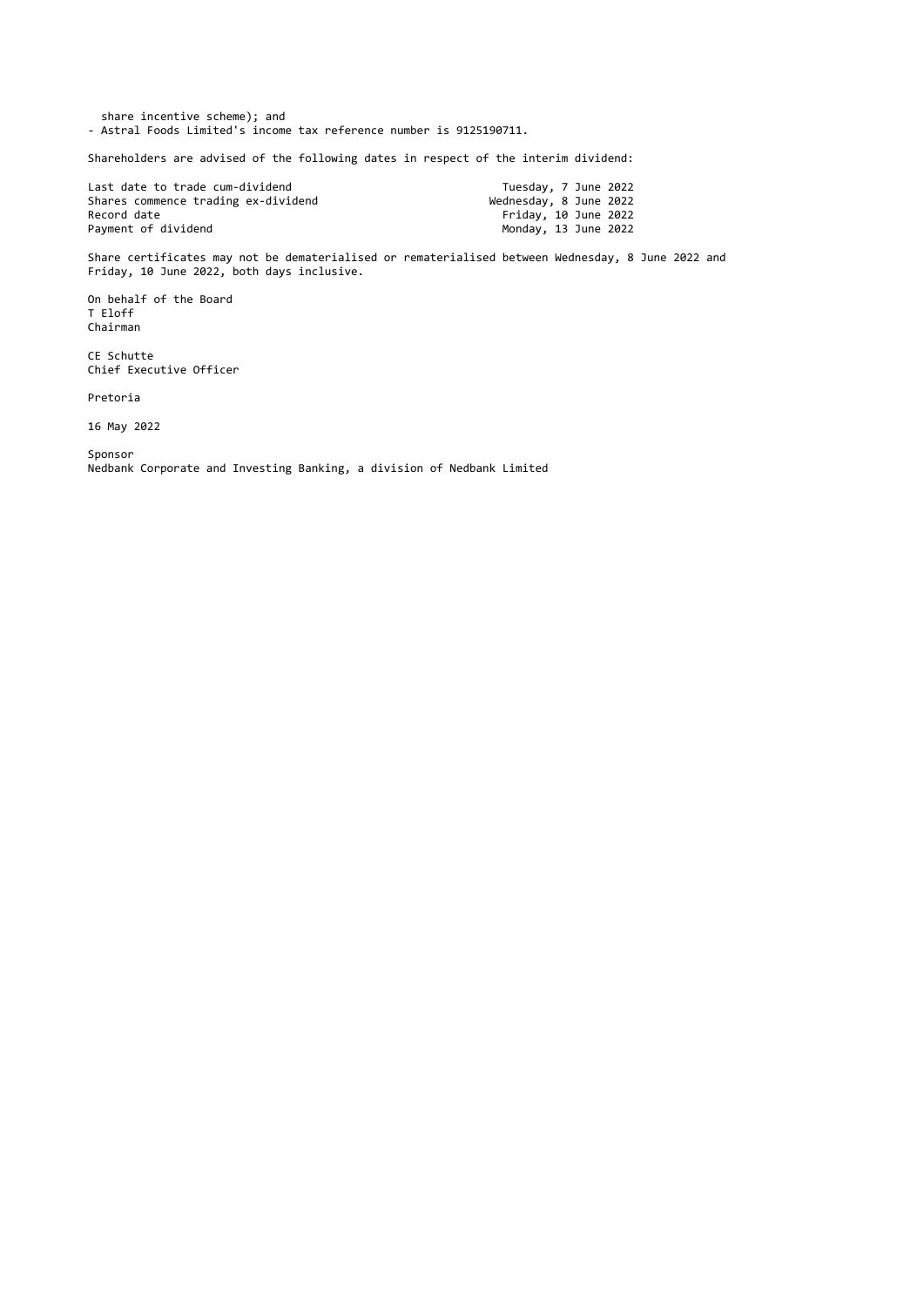share incentive scheme); and
- Astral Foods Limited's income tax reference number is 9125190711.

Shareholders are advised of the following dates in respect of the interim dividend:

| | |
|---|---|
| Last date to trade cum-dividend | Tuesday, 7 June 2022 |
| Shares commence trading ex-dividend | Wednesday, 8 June 2022 |
| Record date | Friday, 10 June 2022 |
| Payment of dividend | Monday, 13 June 2022 |

Share certificates may not be dematerialised or rematerialised between Wednesday, 8 June 2022 and Friday, 10 June 2022, both days inclusive.

On behalf of the Board
T Eloff
Chairman

CE Schutte
Chief Executive Officer

Pretoria

16 May 2022

Sponsor
Nedbank Corporate and Investing Banking, a division of Nedbank Limited